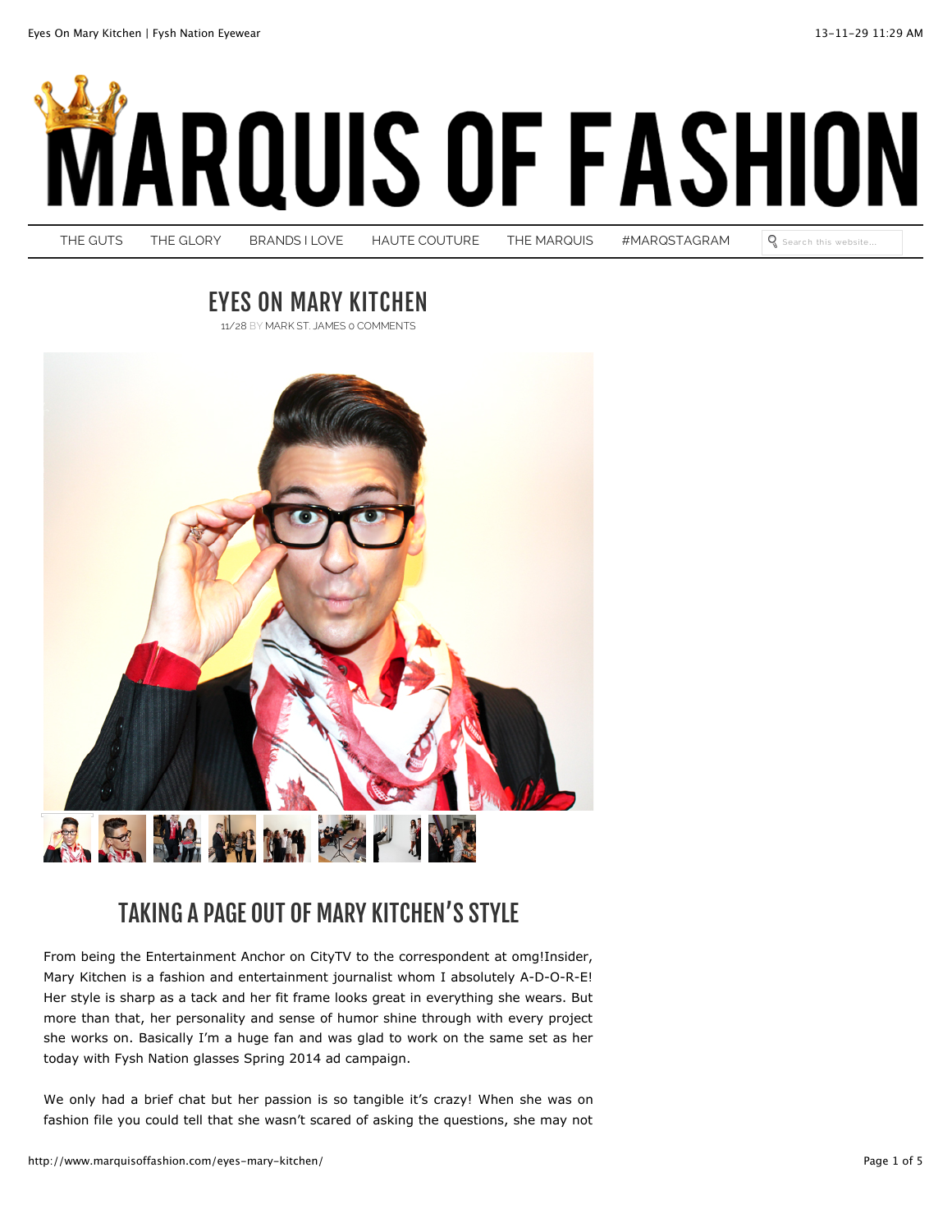# MARQUIS OF FASHION

THE GUTS | THE GLORY | BRANDS I LOVE | HAUTE COUTURE | THE MARQUIS | #MARQSTAGRAM

## EYES ON MARY KITCHEN

11/28 BY MARK ST. JAMES 0 COMMENTS

## TAKING A PAGE OUT OF MARY KITCHEN'S STYLE

From being the Entertainment Anchor on CityTV to the correspondent at omg!Insider, Mary Kitchen is a fashion and entertainment journalist whom I absolutely A-D-O-R-E! Her style is sharp as a tack and her fit frame looks great in everything she wears. But more than that, her personality and sense of humor shine through with every project she works on. Basically I'm a huge fan and was glad to work on the same set as her today with Fysh Nation glasses Spring 2014 ad campaign.

We only had a brief chat but her passion is so tangible it's crazy! When she was on fashion file you could tell that she wasn't scared of asking the questions, she may not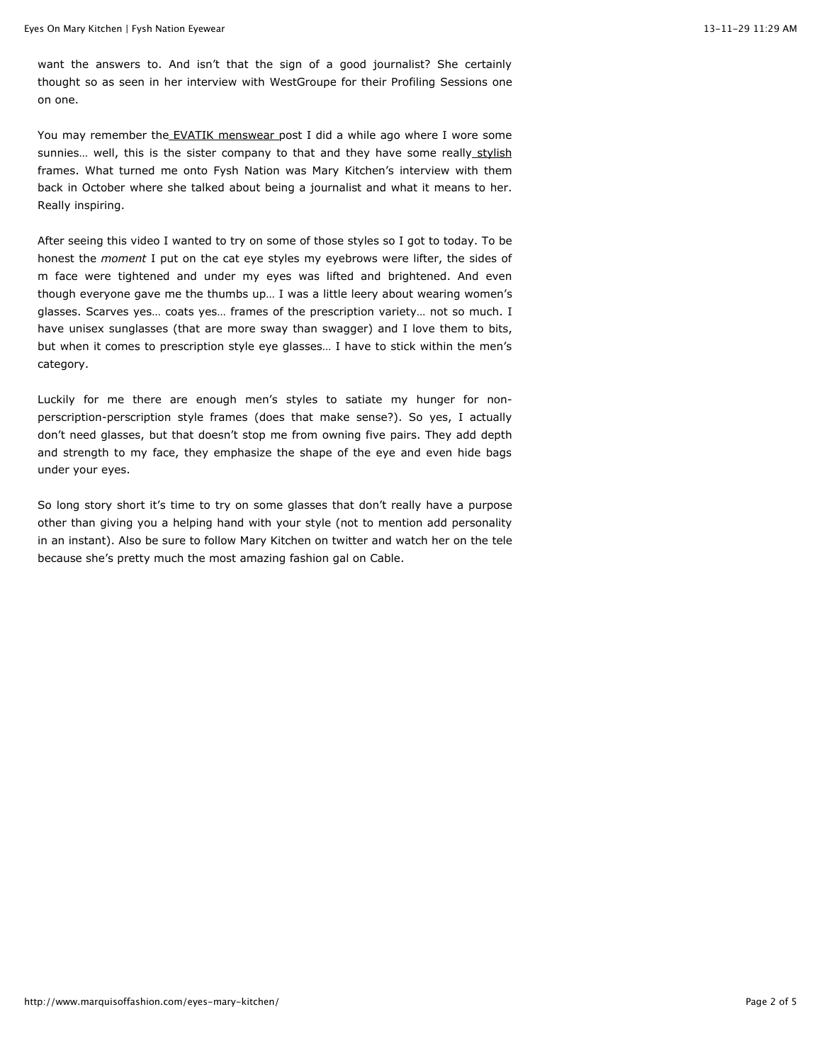want the answers to. And isn't that the sign of a good journalist? She certainly thought so as seen in her interview with WestGroupe for their Profiling Sessions one on one.

You may remember the EVATIK menswear post I did a while ago where I wore some sunnies… well, this is the sister company to that and they have some really stylish frames. What turned me onto Fysh Nation was Mary Kitchen's interview with them back in October where she talked about being a journalist and what it means to her. Really inspiring.

After seeing this video I wanted to try on some of those styles so I got to today. To be honest the *moment* I put on the cat eye styles my eyebrows were lifter, the sides of m face were tightened and under my eyes was lifted and brightened. And even though everyone gave me the thumbs up… I was a little leery about wearing women's glasses. Scarves yes… coats yes… frames of the prescription variety… not so much. I have unisex sunglasses (that are more sway than swagger) and I love them to bits, but when it comes to prescription style eye glasses… I have to stick within the men's category.

Luckily for me there are enough men's styles to satiate my hunger for non-perscription-perscription style frames (does that make sense?). So yes, I actually don't need glasses, but that doesn't stop me from owning five pairs. They add depth and strength to my face, they emphasize the shape of the eye and even hide bags under your eyes.

So long story short it's time to try on some glasses that don't really have a purpose other than giving you a helping hand with your style (not to mention add personality in an instant). Also be sure to follow Mary Kitchen on twitter and watch her on the tele because she's pretty much the most amazing fashion gal on Cable.